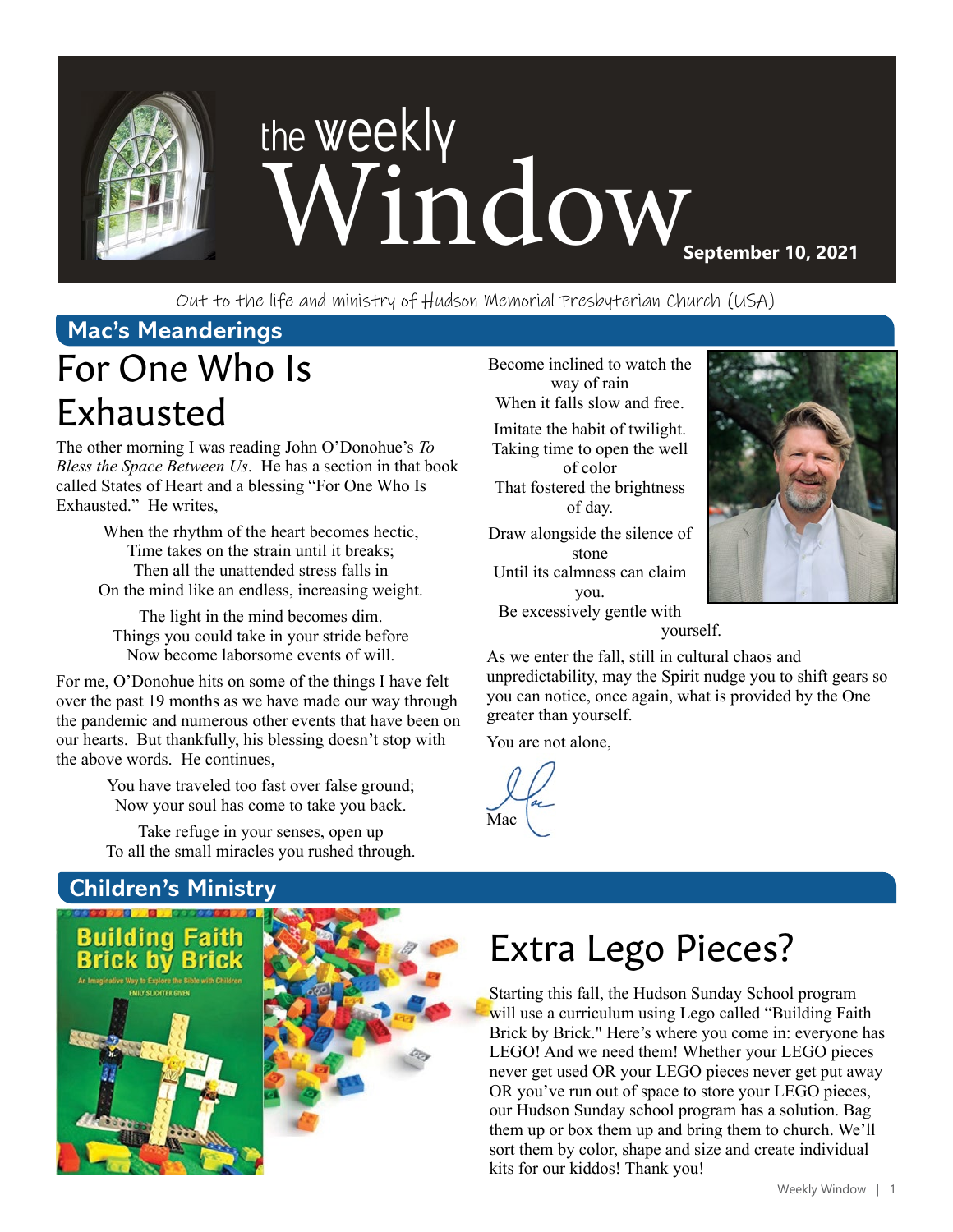# the weekly Window

**September 10, 2021**

Out to the life and ministry of Hudson Memorial Presbyterian Church (USA)

## Mac's Meanderings

# For One Who Is Exhausted

The other morning I was reading John O'Donohue's *To Bless the Space Between Us*. He has a section in that book called States of Heart and a blessing "For One Who Is Exhausted." He writes,

> When the rhythm of the heart becomes hectic,
> Time takes on the strain until it breaks;
> Then all the unattended stress falls in
> On the mind like an endless, increasing weight.
>
> The light in the mind becomes dim.
> Things you could take in your stride before
> Now become laborsome events of will.

For me, O'Donohue hits on some of the things I have felt over the past 19 months as we have made our way through the pandemic and numerous other events that have been on our hearts. But thankfully, his blessing doesn't stop with the above words. He continues,

> You have traveled too fast over false ground;
> Now your soul has come to take you back.
>
> Take refuge in your senses, open up
> To all the small miracles you rushed through.
>
> Become inclined to watch the way of rain
> When it falls slow and free.
>
> Imitate the habit of twilight.
> Taking time to open the well of color
> That fostered the brightness of day.
>
> Draw alongside the silence of stone
> Until its calmness can claim you.
> Be excessively gentle with yourself.

As we enter the fall, still in cultural chaos and unpredictability, may the Spirit nudge you to shift gears so you can notice, once again, what is provided by the One greater than yourself.

You are not alone,

Mac

## Children's Ministry

Building Faith Brick by Brick
An Imaginative Way to Explore the Bible with Children
EMILY SLICHTER GIVEN

# Extra Lego Pieces?

Starting this fall, the Hudson Sunday School program will use a curriculum using Lego called "Building Faith Brick by Brick." Here's where you come in: everyone has LEGO! And we need them! Whether your LEGO pieces never get used OR your LEGO pieces never get put away OR you've run out of space to store your LEGO pieces, our Hudson Sunday school program has a solution. Bag them up or box them up and bring them to church. We'll sort them by color, shape and size and create individual kits for our kiddos! Thank you!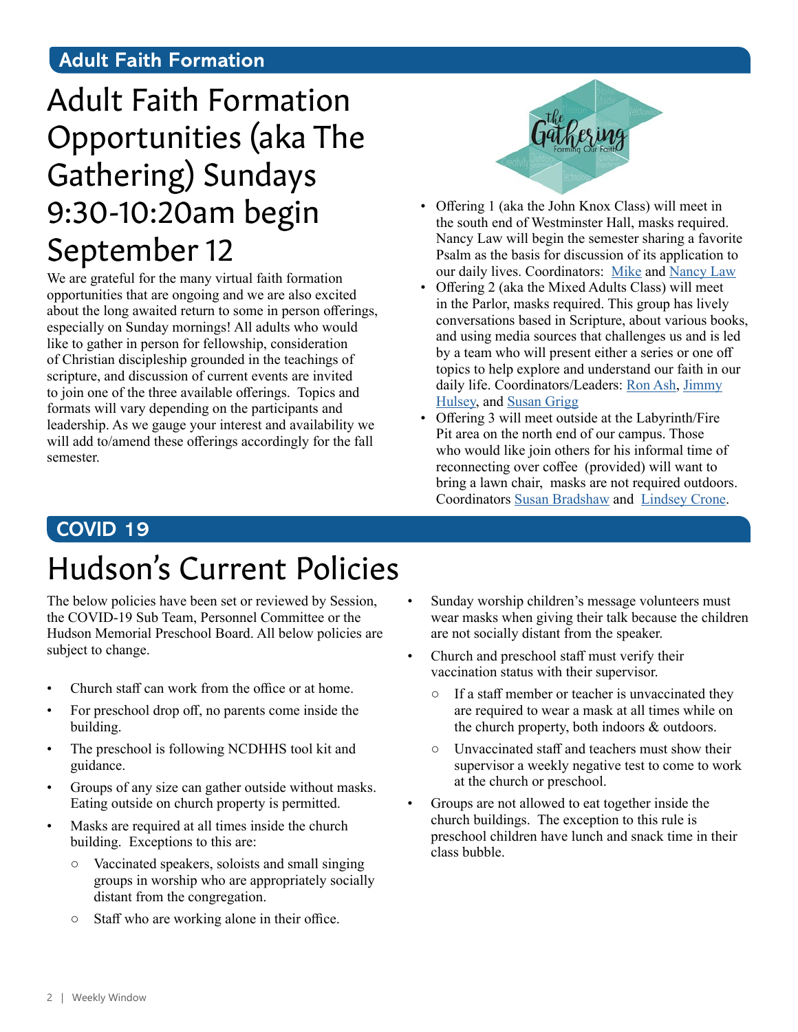## Adult Faith Formation

# Adult Faith Formation Opportunities (aka The Gathering) Sundays 9:30-10:20am begin September 12

We are grateful for the many virtual faith formation opportunities that are ongoing and we are also excited about the long awaited return to some in person offerings, especially on Sunday mornings! All adults who would like to gather in person for fellowship, consideration of Christian discipleship grounded in the teachings of scripture, and discussion of current events are invited to join one of the three available offerings. Topics and formats will vary depending on the participants and leadership. As we gauge your interest and availability we will add to/amend these offerings accordingly for the fall semester.

- Offering 1 (aka the John Knox Class) will meet in the south end of Westminster Hall, masks required. Nancy Law will begin the semester sharing a favorite Psalm as the basis for discussion of its application to our daily lives. Coordinators: Mike and Nancy Law
- Offering 2 (aka the Mixed Adults Class) will meet in the Parlor, masks required. This group has lively conversations based in Scripture, about various books, and using media sources that challenges us and is led by a team who will present either a series or one off topics to help explore and understand our faith in our daily life. Coordinators/Leaders: Ron Ash, Jimmy Hulsey, and Susan Grigg
- Offering 3 will meet outside at the Labyrinth/Fire Pit area on the north end of our campus. Those who would like join others for his informal time of reconnecting over coffee (provided) will want to bring a lawn chair, masks are not required outdoors. Coordinators Susan Bradshaw and Lindsey Crone.

## COVID 19

# Hudson's Current Policies

The below policies have been set or reviewed by Session, the COVID-19 Sub Team, Personnel Committee or the Hudson Memorial Preschool Board. All below policies are subject to change.

- Church staff can work from the office or at home.
- For preschool drop off, no parents come inside the building.
- The preschool is following NCDHHS tool kit and guidance.
- Groups of any size can gather outside without masks. Eating outside on church property is permitted.
- Masks are required at all times inside the church building. Exceptions to this are:
  - Vaccinated speakers, soloists and small singing groups in worship who are appropriately socially distant from the congregation.
  - Staff who are working alone in their office.
- Sunday worship children's message volunteers must wear masks when giving their talk because the children are not socially distant from the speaker.
- Church and preschool staff must verify their vaccination status with their supervisor.
  - If a staff member or teacher is unvaccinated they are required to wear a mask at all times while on the church property, both indoors & outdoors.
  - Unvaccinated staff and teachers must show their supervisor a weekly negative test to come to work at the church or preschool.
- Groups are not allowed to eat together inside the church buildings. The exception to this rule is preschool children have lunch and snack time in their class bubble.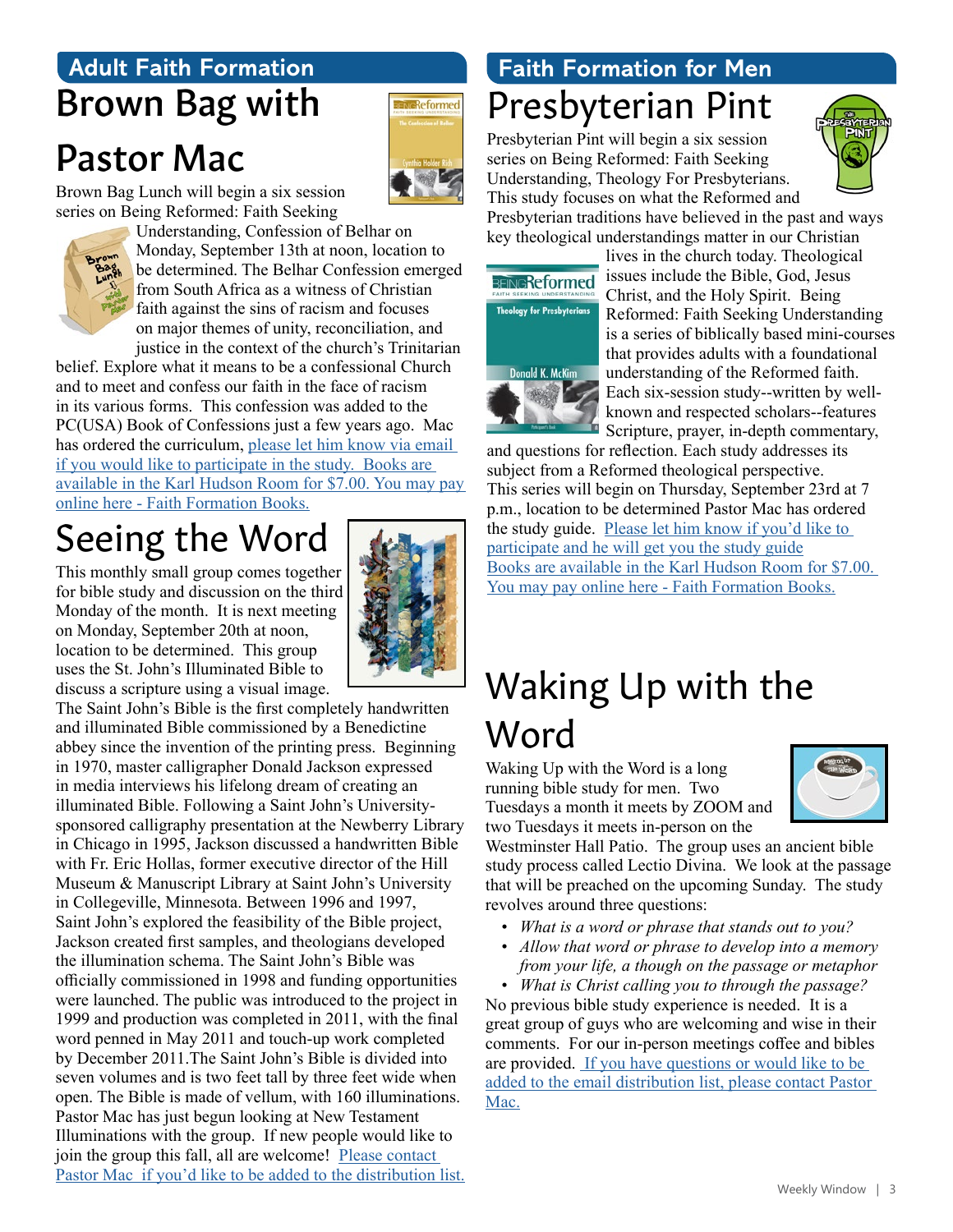## Adult Faith Formation

# Brown Bag with Pastor Mac

Brown Bag Lunch will begin a six session series on Being Reformed: Faith Seeking Understanding, Confession of Belhar on Monday, September 13th at noon, location to be determined. The Belhar Confession emerged from South Africa as a witness of Christian faith against the sins of racism and focuses on major themes of unity, reconciliation, and justice in the context of the church's Trinitarian belief. Explore what it means to be a confessional Church and to meet and confess our faith in the face of racism in its various forms. This confession was added to the PC(USA) Book of Confessions just a few years ago. Mac has ordered the curriculum, please let him know via email if you would like to participate in the study. Books are available in the Karl Hudson Room for $7.00. You may pay online here - Faith Formation Books.

# Seeing the Word

This monthly small group comes together for bible study and discussion on the third Monday of the month. It is next meeting on Monday, September 20th at noon, location to be determined. This group uses the St. John's Illuminated Bible to discuss a scripture using a visual image. The Saint John's Bible is the first completely handwritten and illuminated Bible commissioned by a Benedictine abbey since the invention of the printing press. Beginning in 1970, master calligrapher Donald Jackson expressed in media interviews his lifelong dream of creating an illuminated Bible. Following a Saint John's University-sponsored calligraphy presentation at the Newberry Library in Chicago in 1995, Jackson discussed a handwritten Bible with Fr. Eric Hollas, former executive director of the Hill Museum & Manuscript Library at Saint John's University in Collegeville, Minnesota. Between 1996 and 1997, Saint John's explored the feasibility of the Bible project, Jackson created first samples, and theologians developed the illumination schema. The Saint John's Bible was officially commissioned in 1998 and funding opportunities were launched. The public was introduced to the project in 1999 and production was completed in 2011, with the final word penned in May 2011 and touch-up work completed by December 2011.The Saint John's Bible is divided into seven volumes and is two feet tall by three feet wide when open. The Bible is made of vellum, with 160 illuminations. Pastor Mac has just begun looking at New Testament Illuminations with the group. If new people would like to join the group this fall, all are welcome! Please contact Pastor Mac if you'd like to be added to the distribution list.

## Faith Formation for Men

# Presbyterian Pint

Presbyterian Pint will begin a six session series on Being Reformed: Faith Seeking Understanding, Theology For Presbyterians. This study focuses on what the Reformed and Presbyterian traditions have believed in the past and ways key theological understandings matter in our Christian lives in the church today. Theological issues include the Bible, God, Jesus Christ, and the Holy Spirit. Being Reformed: Faith Seeking Understanding is a series of biblically based mini-courses that provides adults with a foundational understanding of the Reformed faith. Each six-session study--written by well-known and respected scholars--features Scripture, prayer, in-depth commentary, and questions for reflection. Each study addresses its subject from a Reformed theological perspective. This series will begin on Thursday, September 23rd at 7 p.m., location to be determined Pastor Mac has ordered the study guide. Please let him know if you'd like to participate and he will get you the study guide Books are available in the Karl Hudson Room for $7.00. You may pay online here - Faith Formation Books.

# Waking Up with the Word

Waking Up with the Word is a long running bible study for men. Two Tuesdays a month it meets by ZOOM and two Tuesdays it meets in-person on the Westminster Hall Patio. The group uses an ancient bible study process called Lectio Divina. We look at the passage that will be preached on the upcoming Sunday. The study revolves around three questions:

- *What is a word or phrase that stands out to you?*
- *Allow that word or phrase to develop into a memory from your life, a though on the passage or metaphor*
- *What is Christ calling you to through the passage?*

No previous bible study experience is needed. It is a great group of guys who are welcoming and wise in their comments. For our in-person meetings coffee and bibles are provided. If you have questions or would like to be added to the email distribution list, please contact Pastor Mac.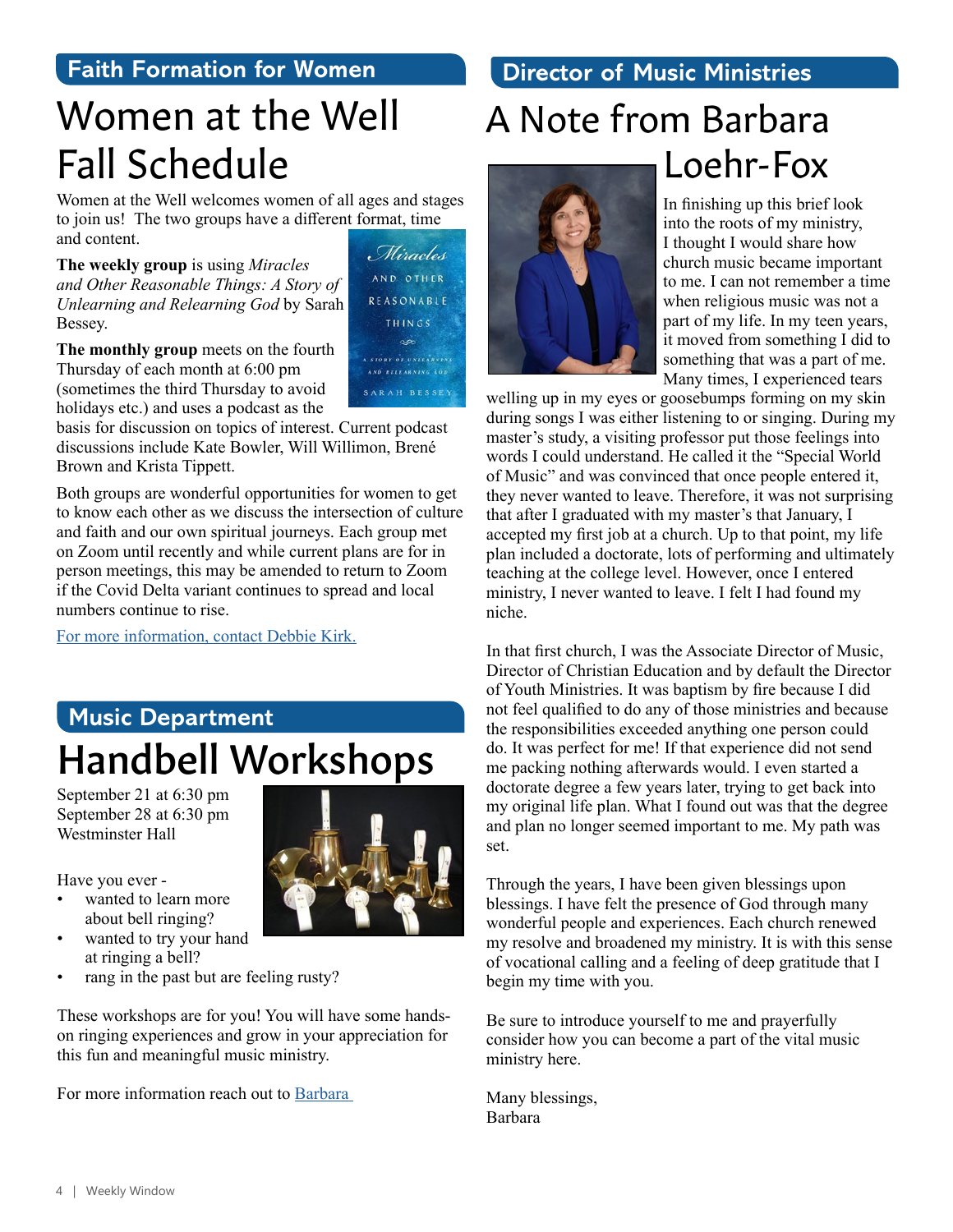## Faith Formation for Women

# Women at the Well Fall Schedule

Women at the Well welcomes women of all ages and stages to join us! The two groups have a different format, time and content.

**The weekly group** is using *Miracles and Other Reasonable Things: A Story of Unlearning and Relearning God* by Sarah Bessey.

**The monthly group** meets on the fourth Thursday of each month at 6:00 pm (sometimes the third Thursday to avoid holidays etc.) and uses a podcast as the basis for discussion on topics of interest. Current podcast discussions include Kate Bowler, Will Willimon, Brené Brown and Krista Tippett.

Both groups are wonderful opportunities for women to get to know each other as we discuss the intersection of culture and faith and our own spiritual journeys. Each group met on Zoom until recently and while current plans are for in person meetings, this may be amended to return to Zoom if the Covid Delta variant continues to spread and local numbers continue to rise.

For more information, contact Debbie Kirk.

## Music Department

# Handbell Workshops

September 21 at 6:30 pm
September 28 at 6:30 pm
Westminster Hall

Have you ever -

- wanted to learn more about bell ringing?
- wanted to try your hand at ringing a bell?
- rang in the past but are feeling rusty?

These workshops are for you! You will have some hands-on ringing experiences and grow in your appreciation for this fun and meaningful music ministry.

For more information reach out to Barbara

## Director of Music Ministries

# A Note from Barbara Loehr-Fox

In finishing up this brief look into the roots of my ministry, I thought I would share how church music became important to me. I can not remember a time when religious music was not a part of my life. In my teen years, it moved from something I did to something that was a part of me. Many times, I experienced tears welling up in my eyes or goosebumps forming on my skin during songs I was either listening to or singing. During my master's study, a visiting professor put those feelings into words I could understand. He called it the "Special World of Music" and was convinced that once people entered it, they never wanted to leave. Therefore, it was not surprising that after I graduated with my master's that January, I accepted my first job at a church. Up to that point, my life plan included a doctorate, lots of performing and ultimately teaching at the college level. However, once I entered ministry, I never wanted to leave. I felt I had found my niche.

In that first church, I was the Associate Director of Music, Director of Christian Education and by default the Director of Youth Ministries. It was baptism by fire because I did not feel qualified to do any of those ministries and because the responsibilities exceeded anything one person could do. It was perfect for me! If that experience did not send me packing nothing afterwards would. I even started a doctorate degree a few years later, trying to get back into my original life plan. What I found out was that the degree and plan no longer seemed important to me. My path was set.

Through the years, I have been given blessings upon blessings. I have felt the presence of God through many wonderful people and experiences. Each church renewed my resolve and broadened my ministry. It is with this sense of vocational calling and a feeling of deep gratitude that I begin my time with you.

Be sure to introduce yourself to me and prayerfully consider how you can become a part of the vital music ministry here.

Many blessings,
Barbara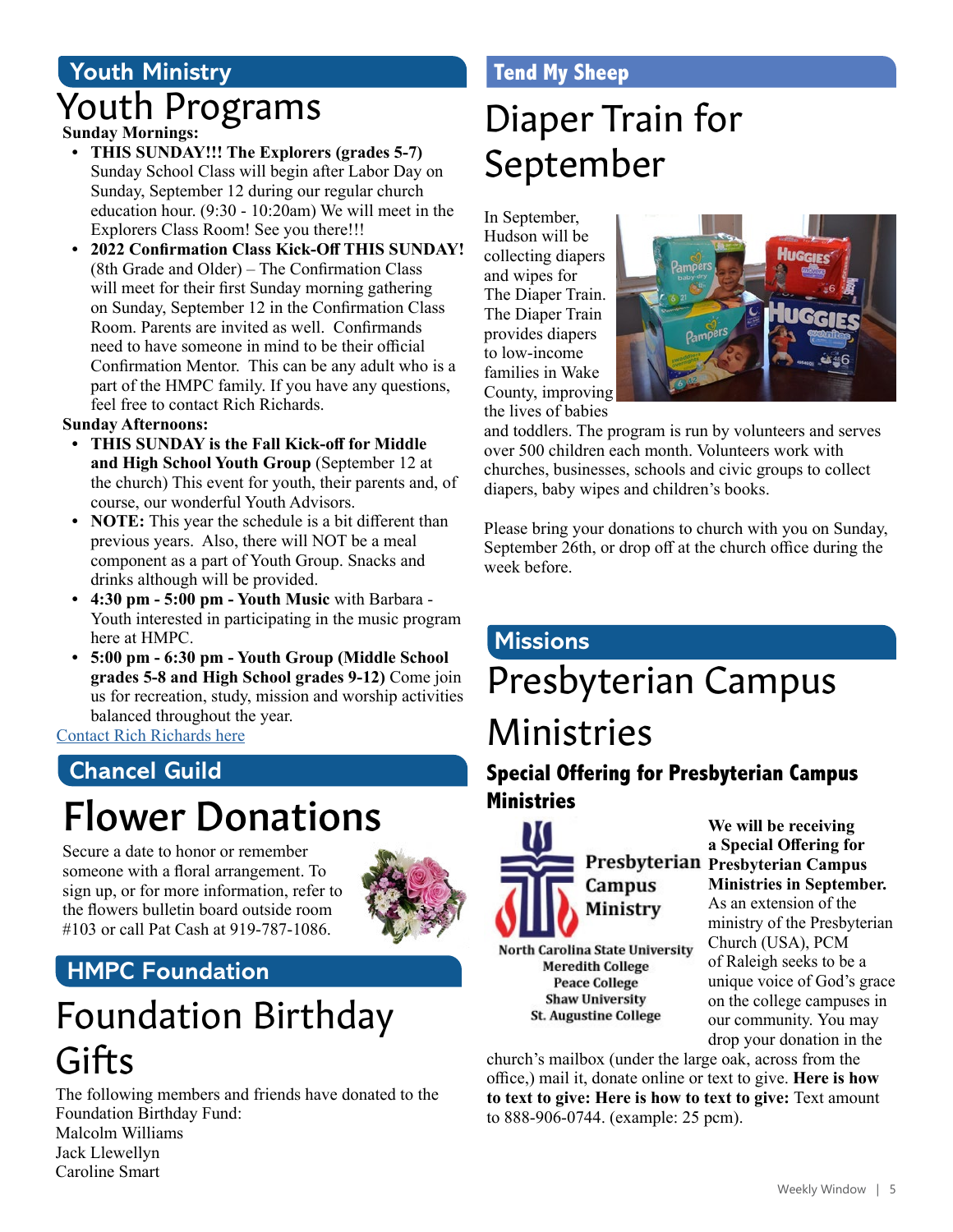## Youth Ministry

# Youth Programs

**Sunday Mornings:**

- **THIS SUNDAY!!! The Explorers (grades 5-7)** Sunday School Class will begin after Labor Day on Sunday, September 12 during our regular church education hour. (9:30 - 10:20am) We will meet in the Explorers Class Room! See you there!!!
- **2022 Confirmation Class Kick-Off THIS SUNDAY!** (8th Grade and Older) – The Confirmation Class will meet for their first Sunday morning gathering on Sunday, September 12 in the Confirmation Class Room. Parents are invited as well. Confirmands need to have someone in mind to be their official Confirmation Mentor. This can be any adult who is a part of the HMPC family. If you have any questions, feel free to contact Rich Richards.

**Sunday Afternoons:**

- **THIS SUNDAY is the Fall Kick-off for Middle and High School Youth Group** (September 12 at the church) This event for youth, their parents and, of course, our wonderful Youth Advisors.
- **NOTE:** This year the schedule is a bit different than previous years. Also, there will NOT be a meal component as a part of Youth Group. Snacks and drinks although will be provided.
- **4:30 pm - 5:00 pm - Youth Music** with Barbara - Youth interested in participating in the music program here at HMPC.
- **5:00 pm - 6:30 pm - Youth Group (Middle School grades 5-8 and High School grades 9-12)** Come join us for recreation, study, mission and worship activities balanced throughout the year.

Contact Rich Richards here

## Chancel Guild

# Flower Donations

Secure a date to honor or remember someone with a floral arrangement. To sign up, or for more information, refer to the flowers bulletin board outside room #103 or call Pat Cash at 919-787-1086.

## HMPC Foundation

# Foundation Birthday Gifts

The following members and friends have donated to the Foundation Birthday Fund:
Malcolm Williams
Jack Llewellyn
Caroline Smart

## Tend My Sheep

# Diaper Train for September

In September, Hudson will be collecting diapers and wipes for The Diaper Train. The Diaper Train provides diapers to low-income families in Wake County, improving the lives of babies and toddlers. The program is run by volunteers and serves over 500 children each month. Volunteers work with churches, businesses, schools and civic groups to collect diapers, baby wipes and children's books.

Please bring your donations to church with you on Sunday, September 26th, or drop off at the church office during the week before.

## Missions

# Presbyterian Campus Ministries

### Special Offering for Presbyterian Campus Ministries

Presbyterian Campus Ministry
North Carolina State University
Meredith College
Peace College
Shaw University
St. Augustine College

**We will be receiving a Special Offering for Presbyterian Campus Ministries in September.** As an extension of the ministry of the Presbyterian Church (USA), PCM of Raleigh seeks to be a unique voice of God's grace on the college campuses in our community. You may drop your donation in the church's mailbox (under the large oak, across from the office,) mail it, donate online or text to give. **Here is how to text to give: Here is how to text to give:** Text amount to 888-906-0744. (example: 25 pcm).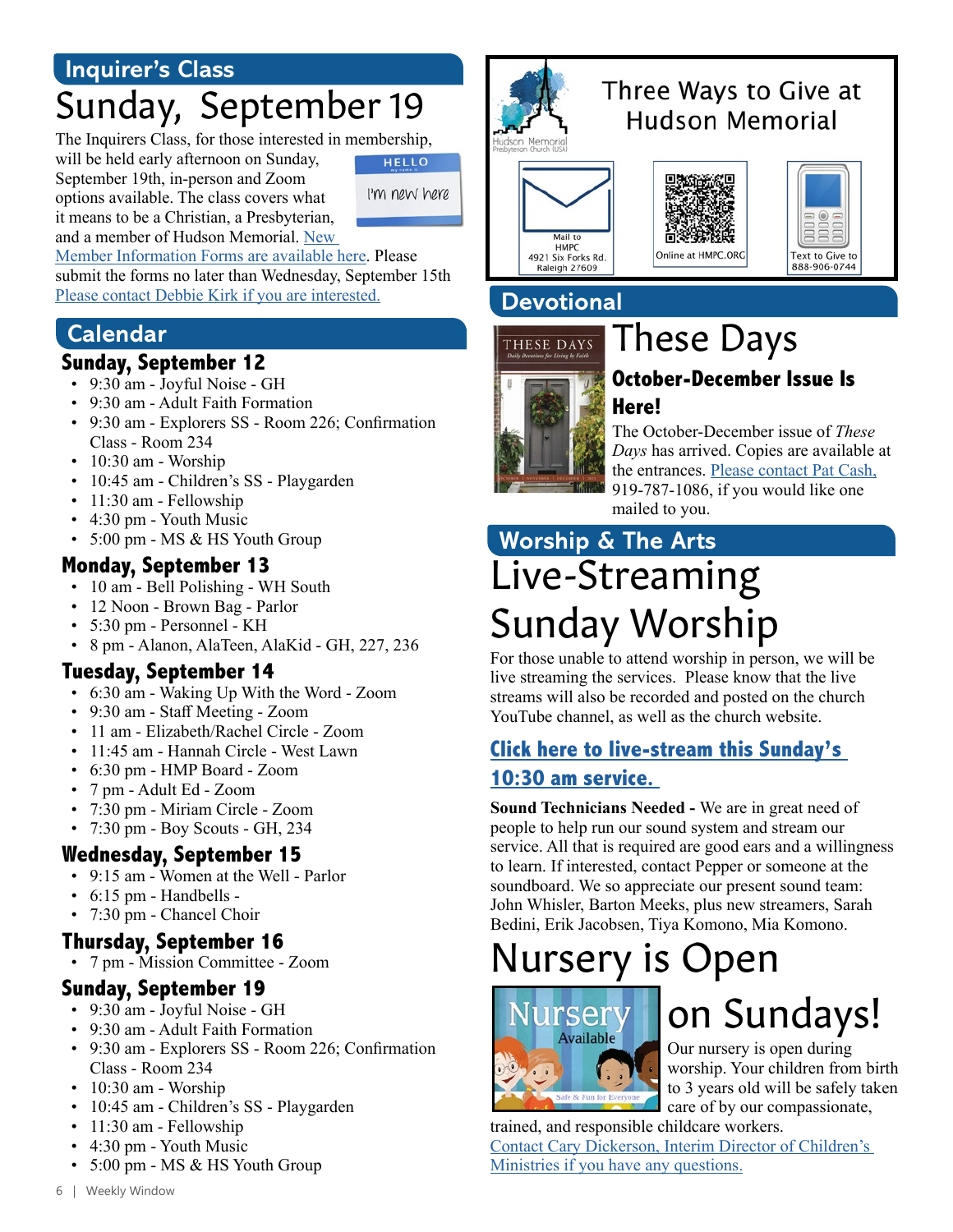## Inquirer's Class

# Sunday, September 19

The Inquirers Class, for those interested in membership, will be held early afternoon on Sunday, September 19th, in-person and Zoom options available. The class covers what it means to be a Christian, a Presbyterian, and a member of Hudson Memorial. New Member Information Forms are available here. Please submit the forms no later than Wednesday, September 15th Please contact Debbie Kirk if you are interested.

## Calendar

### Sunday, September 12

- 9:30 am - Joyful Noise - GH
- 9:30 am - Adult Faith Formation
- 9:30 am - Explorers SS - Room 226; Confirmation Class - Room 234
- 10:30 am - Worship
- 10:45 am - Children's SS - Playgarden
- 11:30 am - Fellowship
- 4:30 pm - Youth Music
- 5:00 pm - MS & HS Youth Group

### Monday, September 13

- 10 am - Bell Polishing - WH South
- 12 Noon - Brown Bag - Parlor
- 5:30 pm - Personnel - KH
- 8 pm - Alanon, AlaTeen, AlaKid - GH, 227, 236

### Tuesday, September 14

- 6:30 am - Waking Up With the Word - Zoom
- 9:30 am - Staff Meeting - Zoom
- 11 am - Elizabeth/Rachel Circle - Zoom
- 11:45 am - Hannah Circle - West Lawn
- 6:30 pm - HMP Board - Zoom
- 7 pm - Adult Ed - Zoom
- 7:30 pm - Miriam Circle - Zoom
- 7:30 pm - Boy Scouts - GH, 234

### Wednesday, September 15

- 9:15 am - Women at the Well - Parlor
- 6:15 pm - Handbells -
- 7:30 pm - Chancel Choir

### Thursday, September 16

- 7 pm - Mission Committee - Zoom

### Sunday, September 19

- 9:30 am - Joyful Noise - GH
- 9:30 am - Adult Faith Formation
- 9:30 am - Explorers SS - Room 226; Confirmation Class - Room 234
- 10:30 am - Worship
- 10:45 am - Children's SS - Playgarden
- 11:30 am - Fellowship
- 4:30 pm - Youth Music
- 5:00 pm - MS & HS Youth Group

## Three Ways to Give at Hudson Memorial

Hudson Memorial Presbyterian Church (USA)

- Mail to HMPC 4921 Six Forks Rd. Raleigh 27609
- Online at HMPC.ORG
- Text to Give to 888-906-0744

## Devotional

# These Days

### October-December Issue Is Here!

The October-December issue of *These Days* has arrived. Copies are available at the entrances. Please contact Pat Cash, 919-787-1086, if you would like one mailed to you.

## Worship & The Arts

# Live-Streaming Sunday Worship

For those unable to attend worship in person, we will be live streaming the services. Please know that the live streams will also be recorded and posted on the church YouTube channel, as well as the church website.

### Click here to live-stream this Sunday's 10:30 am service.

**Sound Technicians Needed -** We are in great need of people to help run our sound system and stream our service. All that is required are good ears and a willingness to learn. If interested, contact Pepper or someone at the soundboard. We so appreciate our present sound team: John Whisler, Barton Meeks, plus new streamers, Sarah Bedini, Erik Jacobsen, Tiya Komono, Mia Komono.

# Nursery is Open on Sundays!

Our nursery is open during worship. Your children from birth to 3 years old will be safely taken care of by our compassionate, trained, and responsible childcare workers. Contact Cary Dickerson, Interim Director of Children's Ministries if you have any questions.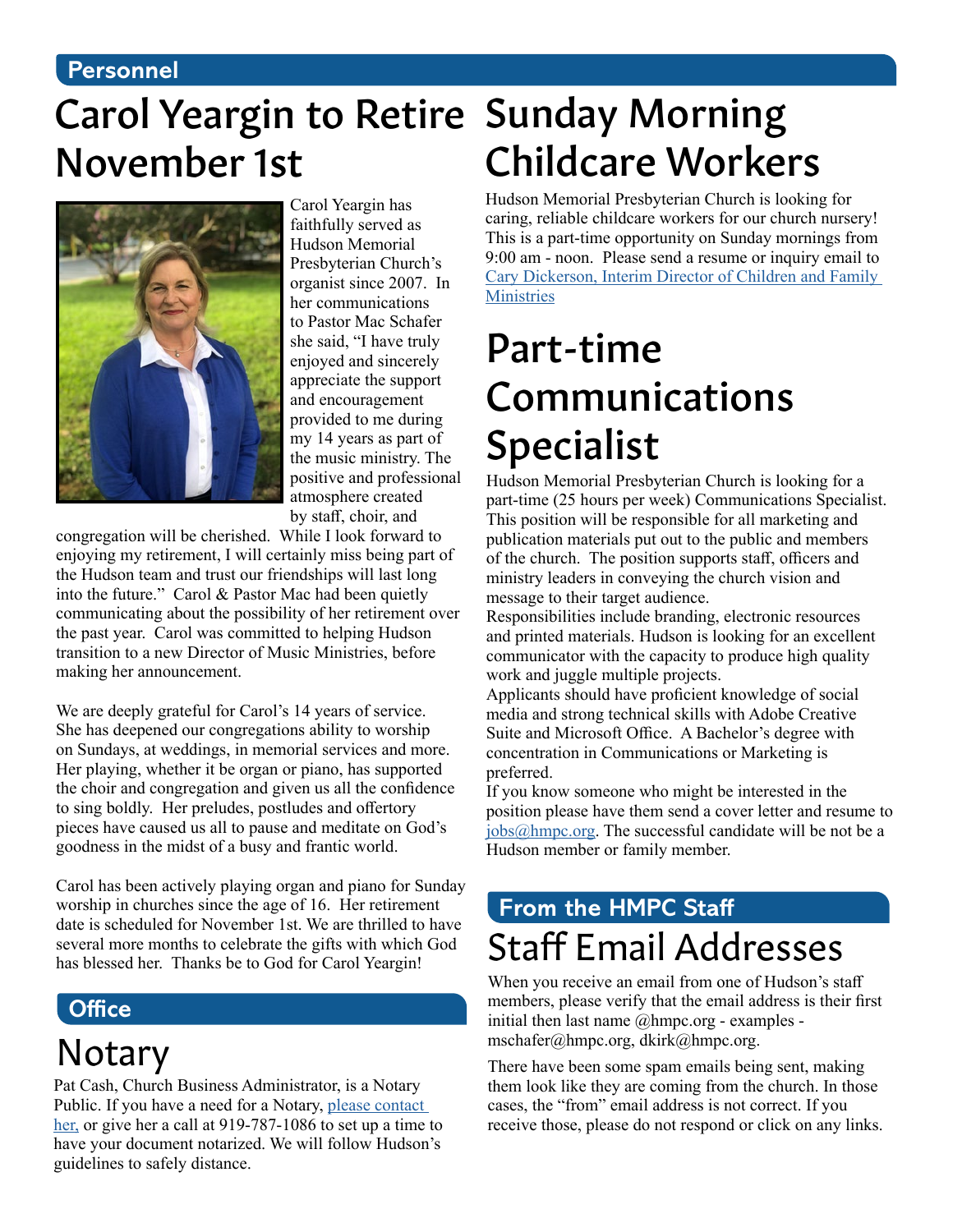## Personnel

# Carol Yeargin to Retire November 1st

Carol Yeargin has faithfully served as Hudson Memorial Presbyterian Church's organist since 2007. In her communications to Pastor Mac Schafer she said, "I have truly enjoyed and sincerely appreciate the support and encouragement provided to me during my 14 years as part of the music ministry. The positive and professional atmosphere created by staff, choir, and congregation will be cherished. While I look forward to enjoying my retirement, I will certainly miss being part of the Hudson team and trust our friendships will last long into the future." Carol & Pastor Mac had been quietly communicating about the possibility of her retirement over the past year. Carol was committed to helping Hudson transition to a new Director of Music Ministries, before making her announcement.

We are deeply grateful for Carol's 14 years of service. She has deepened our congregations ability to worship on Sundays, at weddings, in memorial services and more. Her playing, whether it be organ or piano, has supported the choir and congregation and given us all the confidence to sing boldly. Her preludes, postludes and offertory pieces have caused us all to pause and meditate on God's goodness in the midst of a busy and frantic world.

Carol has been actively playing organ and piano for Sunday worship in churches since the age of 16. Her retirement date is scheduled for November 1st. We are thrilled to have several more months to celebrate the gifts with which God has blessed her. Thanks be to God for Carol Yeargin!

## Office

# Notary

Pat Cash, Church Business Administrator, is a Notary Public. If you have a need for a Notary, [please contact her,] or give her a call at 919-787-1086 to set up a time to have your document notarized. We will follow Hudson's guidelines to safely distance.

# Sunday Morning Childcare Workers

Hudson Memorial Presbyterian Church is looking for caring, reliable childcare workers for our church nursery! This is a part-time opportunity on Sunday mornings from 9:00 am - noon. Please send a resume or inquiry email to [Cary Dickerson, Interim Director of Children and Family Ministries]

# Part-time Communications Specialist

Hudson Memorial Presbyterian Church is looking for a part-time (25 hours per week) Communications Specialist. This position will be responsible for all marketing and publication materials put out to the public and members of the church. The position supports staff, officers and ministry leaders in conveying the church vision and message to their target audience.

Responsibilities include branding, electronic resources and printed materials. Hudson is looking for an excellent communicator with the capacity to produce high quality work and juggle multiple projects.

Applicants should have proficient knowledge of social media and strong technical skills with Adobe Creative Suite and Microsoft Office. A Bachelor's degree with concentration in Communications or Marketing is preferred.

If you know someone who might be interested in the position please have them send a cover letter and resume to jobs@hmpc.org. The successful candidate will be not be a Hudson member or family member.

## From the HMPC Staff

# Staff Email Addresses

When you receive an email from one of Hudson's staff members, please verify that the email address is their first initial then last name @hmpc.org - examples - mschafer@hmpc.org, dkirk@hmpc.org.

There have been some spam emails being sent, making them look like they are coming from the church. In those cases, the "from" email address is not correct. If you receive those, please do not respond or click on any links.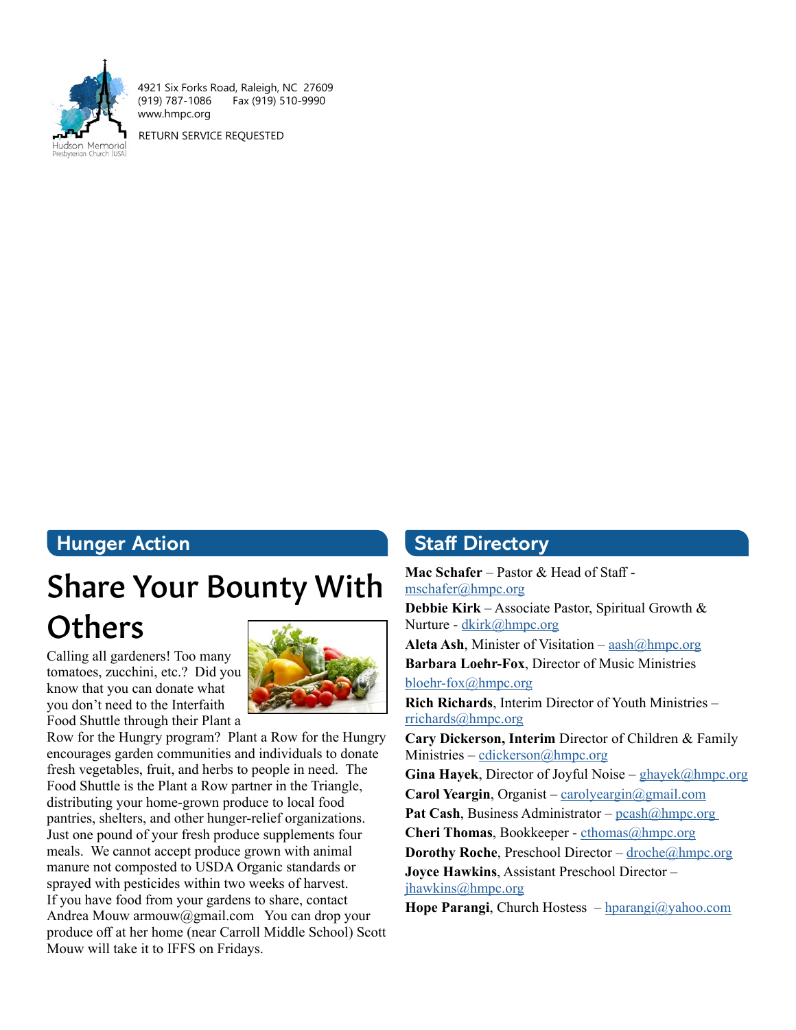4921 Six Forks Road, Raleigh, NC 27609
(919) 787-1086 Fax (919) 510-9990
www.hmpc.org

RETURN SERVICE REQUESTED

## Hunger Action

# Share Your Bounty With Others

Calling all gardeners! Too many tomatoes, zucchini, etc.? Did you know that you can donate what you don't need to the Interfaith Food Shuttle through their Plant a Row for the Hungry program? Plant a Row for the Hungry encourages garden communities and individuals to donate fresh vegetables, fruit, and herbs to people in need. The Food Shuttle is the Plant a Row partner in the Triangle, distributing your home-grown produce to local food pantries, shelters, and other hunger-relief organizations. Just one pound of your fresh produce supplements four meals. We cannot accept produce grown with animal manure not composted to USDA Organic standards or sprayed with pesticides within two weeks of harvest. If you have food from your gardens to share, contact Andrea Mouw armouw@gmail.com You can drop your produce off at her home (near Carroll Middle School) Scott Mouw will take it to IFFS on Fridays.

## Staff Directory

**Mac Schafer** – Pastor & Head of Staff - mschafer@hmpc.org

**Debbie Kirk** – Associate Pastor, Spiritual Growth & Nurture - dkirk@hmpc.org

**Aleta Ash**, Minister of Visitation – aash@hmpc.org

**Barbara Loehr-Fox**, Director of Music Ministries bloehr-fox@hmpc.org

**Rich Richards**, Interim Director of Youth Ministries – rrichards@hmpc.org

**Cary Dickerson, Interim** Director of Children & Family Ministries – cdickerson@hmpc.org

**Gina Hayek**, Director of Joyful Noise – ghayek@hmpc.org

**Carol Yeargin**, Organist – carolyeargin@gmail.com

**Pat Cash**, Business Administrator – pcash@hmpc.org

**Cheri Thomas**, Bookkeeper - cthomas@hmpc.org

**Dorothy Roche**, Preschool Director – droche@hmpc.org

**Joyce Hawkins**, Assistant Preschool Director – jhawkins@hmpc.org

**Hope Parangi**, Church Hostess – hparangi@yahoo.com